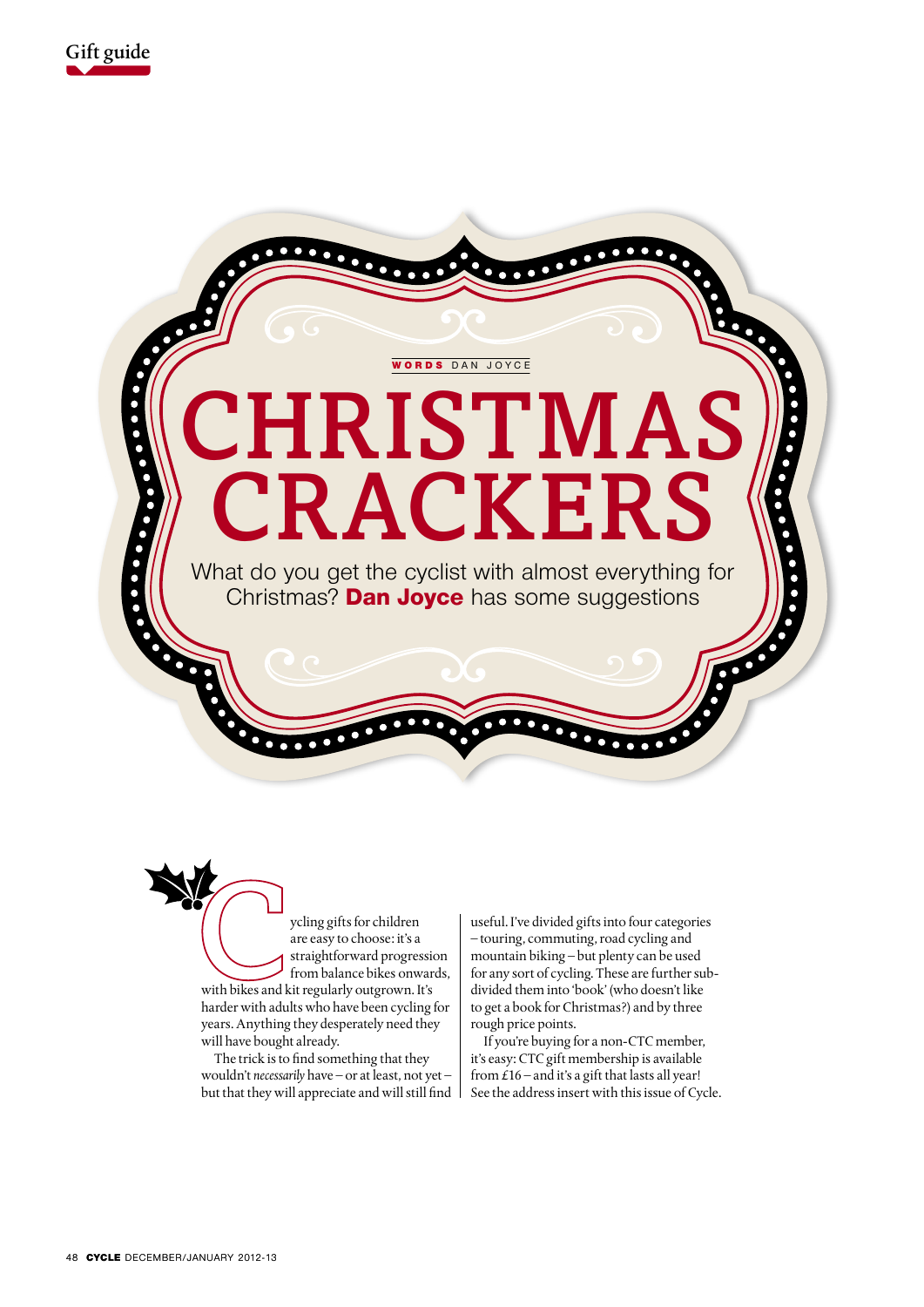WORDS DAN JOYCE

# CHRISTMAS CRACKERS

What do you get the cyclist with almost everything for Christmas? **Dan Joyce** has some suggestions

Cycling gifts for children are easy to choose: it's a straightforward progression from balance bikes onwards, with bikes and kit regularly outgrown. It's harder with adults who have been cycling for years. Anything they desperately need they will have bought already.

The trick is to find something that they wouldn't *necessarily* have – or at least, not yet – but that they will appreciate and will still find useful. I've divided gifts into four categories – touring, commuting, road cycling and mountain biking – but plenty can be used for any sort of cycling. These are further sub-divided them into 'book' (who doesn't like to get a book for Christmas?) and by three rough price points.

If you're buying for a non-CTC member, it's easy: CTC gift membership is available from £16 – and it's a gift that lasts all year! See the address insert with this issue of Cycle.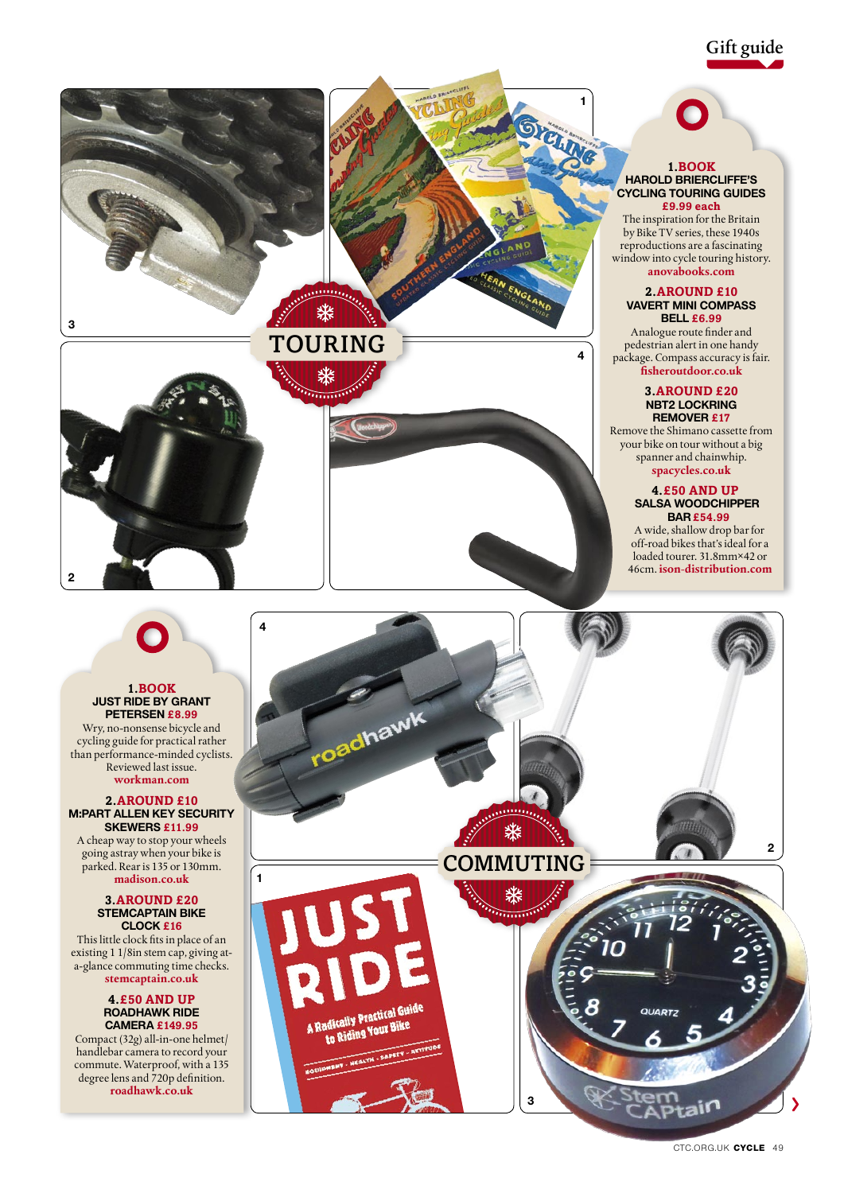## TOURING

**1. BOOK**
**HAROLD BRIERCLIFFE'S CYCLING TOURING GUIDES £9.99 each**
The inspiration for the Britain by Bike TV series, these 1940s reproductions are a fascinating window into cycle touring history.
anovabooks.com

**2. AROUND £10**
**VAVERT MINI COMPASS BELL £6.99**
Analogue route finder and pedestrian alert in one handy package. Compass accuracy is fair.
fisheroutdoor.co.uk

**3. AROUND £20**
**NBT2 LOCKRING REMOVER £17**
Remove the Shimano cassette from your bike on tour without a big spanner and chainwhip.
spacycles.co.uk

**4. £50 AND UP**
**SALSA WOODCHIPPER BAR £54.99**
A wide, shallow drop bar for off-road bikes that's ideal for a loaded tourer. 31.8mm×42 or 46cm. ison-distribution.com

## COMMUTING

**1. BOOK**
**JUST RIDE BY GRANT PETERSEN £8.99**
Wry, no-nonsense bicycle and cycling guide for practical rather than performance-minded cyclists. Reviewed last issue.
workman.com

**2. AROUND £10**
**M:PART ALLEN KEY SECURITY SKEWERS £11.99**
A cheap way to stop your wheels going astray when your bike is parked. Rear is 135 or 130mm.
madison.co.uk

**3. AROUND £20**
**STEMCAPTAIN BIKE CLOCK £16**
This little clock fits in place of an existing 1 1/8in stem cap, giving at-a-glance commuting time checks.
stemcaptain.co.uk

**4. £50 AND UP**
**ROADHAWK RIDE CAMERA £149.95**
Compact (32g) all-in-one helmet/handlebar camera to record your commute. Waterproof, with a 135 degree lens and 720p definition.
roadhawk.co.uk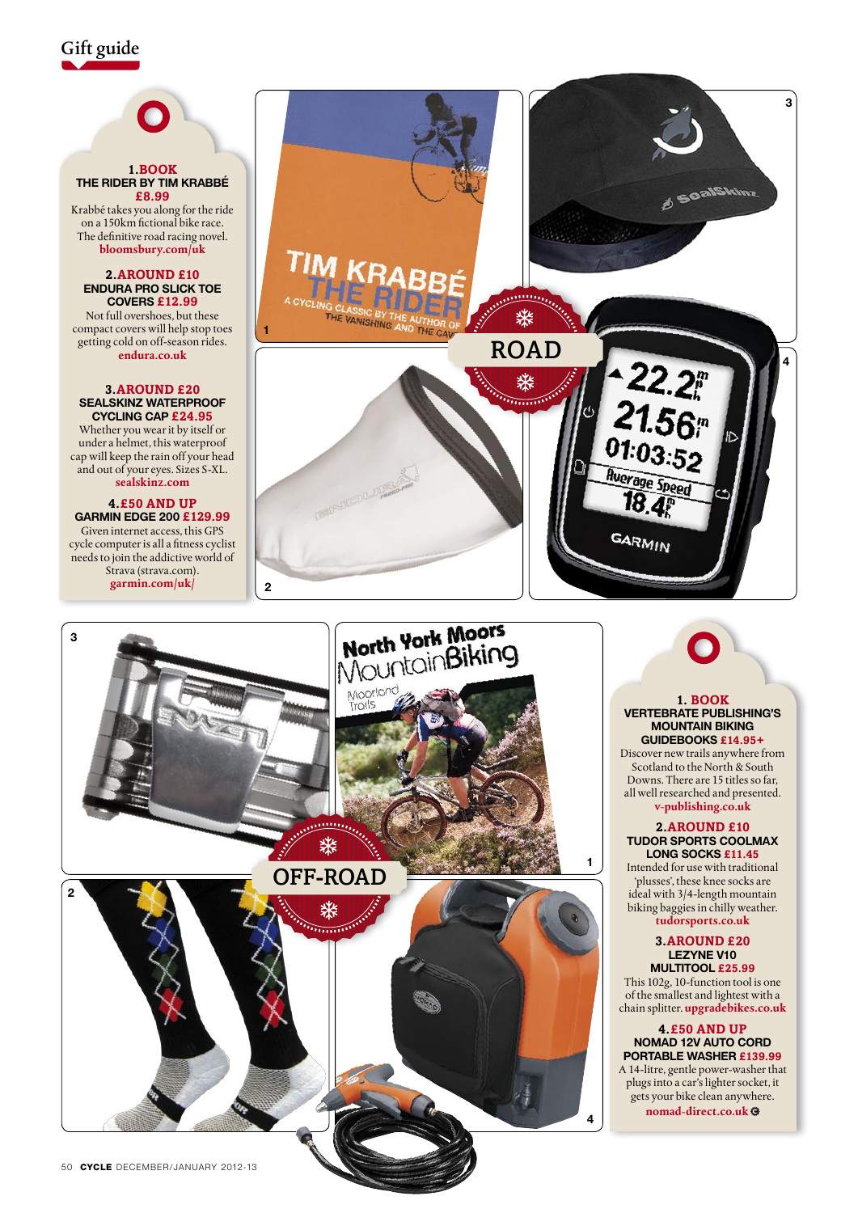# Gift guide

## ROAD

**1. BOOK**
**THE RIDER BY TIM KRABBÉ £8.99**
Krabbé takes you along for the ride on a 150km fictional bike race. The definitive road racing novel.
bloomsbury.com/uk

**2. AROUND £10**
**ENDURA PRO SLICK TOE COVERS £12.99**
Not full overshoes, but these compact covers will help stop toes getting cold on off-season rides.
endura.co.uk

**3. AROUND £20**
**SEALSKINZ WATERPROOF CYCLING CAP £24.95**
Whether you wear it by itself or under a helmet, this waterproof cap will keep the rain off your head and out of your eyes. Sizes S-XL.
sealskinz.com

**4. £50 AND UP**
**GARMIN EDGE 200 £129.99**
Given internet access, this GPS cycle computer is all a fitness cyclist needs to join the addictive world of Strava (strava.com).
garmin.com/uk/

## OFF-ROAD

**1. BOOK**
**VERTEBRATE PUBLISHING'S MOUNTAIN BIKING GUIDEBOOKS £14.95+**
Discover new trails anywhere from Scotland to the North & South Downs. There are 15 titles so far, all well researched and presented.
v-publishing.co.uk

**2. AROUND £10**
**TUDOR SPORTS COOLMAX LONG SOCKS £11.45**
Intended for use with traditional 'plusses', these knee socks are ideal with 3/4-length mountain biking baggies in chilly weather.
tudorsports.co.uk

**3. AROUND £20**
**LEZYNE V10 MULTITOOL £25.99**
This 102g, 10-function tool is one of the smallest and lightest with a chain splitter. upgradebikes.co.uk

**4. £50 AND UP**
**NOMAD 12V AUTO CORD PORTABLE WASHER £139.99**
A 14-litre, gentle power-washer that plugs into a car's lighter socket, it gets your bike clean anywhere.
nomad-direct.co.uk